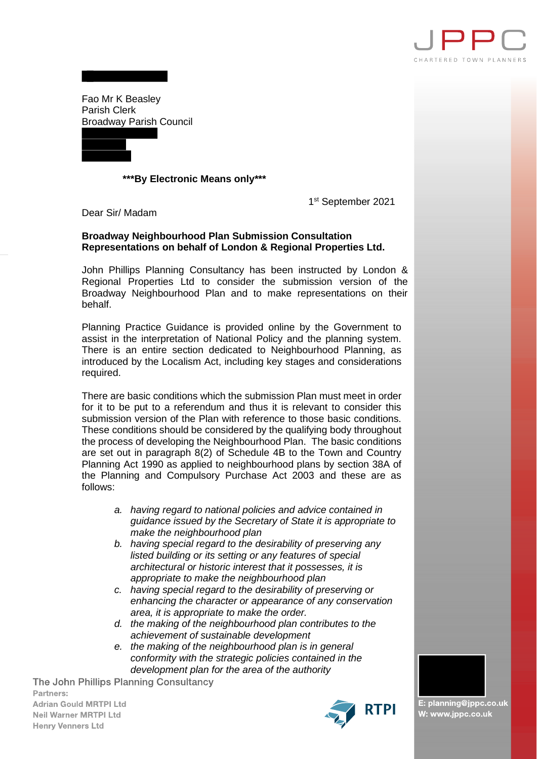Fao Mr K Beasley
Parish Clerk
Broadway Parish Council

**\*\*\*By Electronic Means only\*\*\***

1st September 2021

Dear Sir/ Madam

**Broadway Neighbourhood Plan Submission Consultation**
**Representations on behalf of London & Regional Properties Ltd.**

John Phillips Planning Consultancy has been instructed by London & Regional Properties Ltd to consider the submission version of the Broadway Neighbourhood Plan and to make representations on their behalf.

Planning Practice Guidance is provided online by the Government to assist in the interpretation of National Policy and the planning system. There is an entire section dedicated to Neighbourhood Planning, as introduced by the Localism Act, including key stages and considerations required.

There are basic conditions which the submission Plan must meet in order for it to be put to a referendum and thus it is relevant to consider this submission version of the Plan with reference to those basic conditions. These conditions should be considered by the qualifying body throughout the process of developing the Neighbourhood Plan. The basic conditions are set out in paragraph 8(2) of Schedule 4B to the Town and Country Planning Act 1990 as applied to neighbourhood plans by section 38A of the Planning and Compulsory Purchase Act 2003 and these are as follows:

- a. *having regard to national policies and advice contained in guidance issued by the Secretary of State it is appropriate to make the neighbourhood plan*
- b. *having special regard to the desirability of preserving any listed building or its setting or any features of special architectural or historic interest that it possesses, it is appropriate to make the neighbourhood plan*
- c. *having special regard to the desirability of preserving or enhancing the character or appearance of any conservation area, it is appropriate to make the order.*
- d. *the making of the neighbourhood plan contributes to the achievement of sustainable development*
- e. *the making of the neighbourhood plan is in general conformity with the strategic policies contained in the development plan for the area of the authority*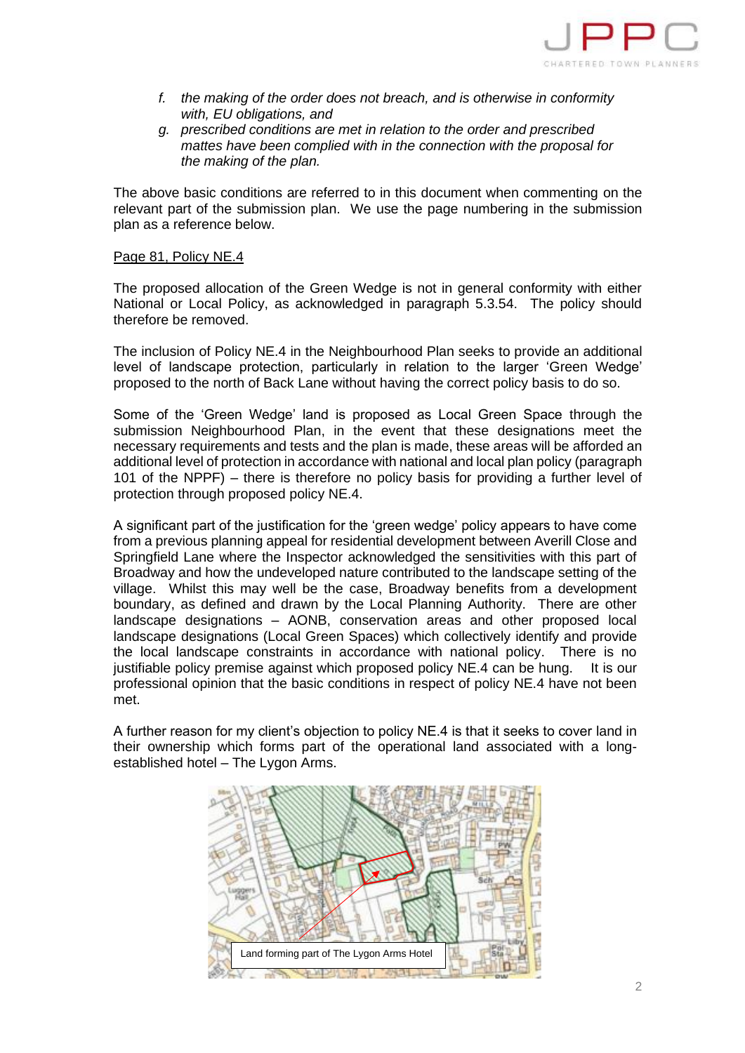*f. the making of the order does not breach, and is otherwise in conformity with, EU obligations, and*

*g. prescribed conditions are met in relation to the order and prescribed mattes have been complied with in the connection with the proposal for the making of the plan.*

The above basic conditions are referred to in this document when commenting on the relevant part of the submission plan. We use the page numbering in the submission plan as a reference below.

<u>Page 81, Policy NE.4</u>

The proposed allocation of the Green Wedge is not in general conformity with either National or Local Policy, as acknowledged in paragraph 5.3.54. The policy should therefore be removed.

The inclusion of Policy NE.4 in the Neighbourhood Plan seeks to provide an additional level of landscape protection, particularly in relation to the larger 'Green Wedge' proposed to the north of Back Lane without having the correct policy basis to do so.

Some of the 'Green Wedge' land is proposed as Local Green Space through the submission Neighbourhood Plan, in the event that these designations meet the necessary requirements and tests and the plan is made, these areas will be afforded an additional level of protection in accordance with national and local plan policy (paragraph 101 of the NPPF) – there is therefore no policy basis for providing a further level of protection through proposed policy NE.4.

A significant part of the justification for the 'green wedge' policy appears to have come from a previous planning appeal for residential development between Averill Close and Springfield Lane where the Inspector acknowledged the sensitivities with this part of Broadway and how the undeveloped nature contributed to the landscape setting of the village. Whilst this may well be the case, Broadway benefits from a development boundary, as defined and drawn by the Local Planning Authority. There are other landscape designations – AONB, conservation areas and other proposed local landscape designations (Local Green Spaces) which collectively identify and provide the local landscape constraints in accordance with national policy. There is no justifiable policy premise against which proposed policy NE.4 can be hung. It is our professional opinion that the basic conditions in respect of policy NE.4 have not been met.

A further reason for my client's objection to policy NE.4 is that it seeks to cover land in their ownership which forms part of the operational land associated with a long-established hotel – The Lygon Arms.

Land forming part of The Lygon Arms Hotel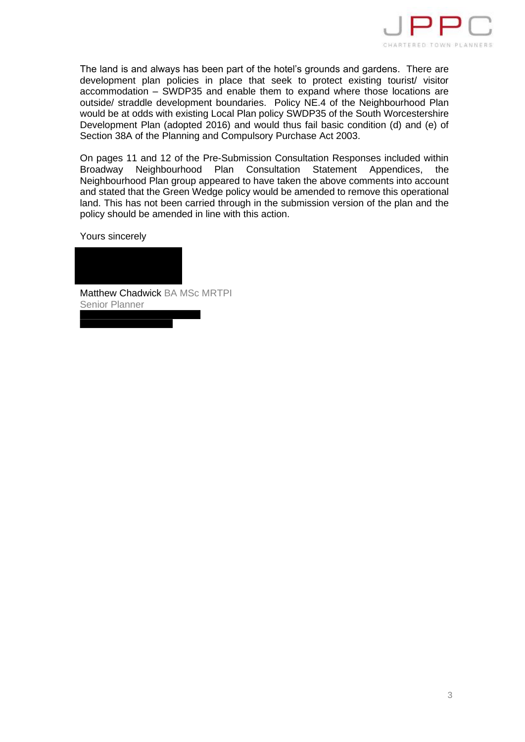The land is and always has been part of the hotel's grounds and gardens. There are development plan policies in place that seek to protect existing tourist/ visitor accommodation – SWDP35 and enable them to expand where those locations are outside/ straddle development boundaries. Policy NE.4 of the Neighbourhood Plan would be at odds with existing Local Plan policy SWDP35 of the South Worcestershire Development Plan (adopted 2016) and would thus fail basic condition (d) and (e) of Section 38A of the Planning and Compulsory Purchase Act 2003.

On pages 11 and 12 of the Pre-Submission Consultation Responses included within Broadway Neighbourhood Plan Consultation Statement Appendices, the Neighbourhood Plan group appeared to have taken the above comments into account and stated that the Green Wedge policy would be amended to remove this operational land. This has not been carried through in the submission version of the plan and the policy should be amended in line with this action.

Yours sincerely

Matthew Chadwick BA MSc MRTPI
Senior Planner